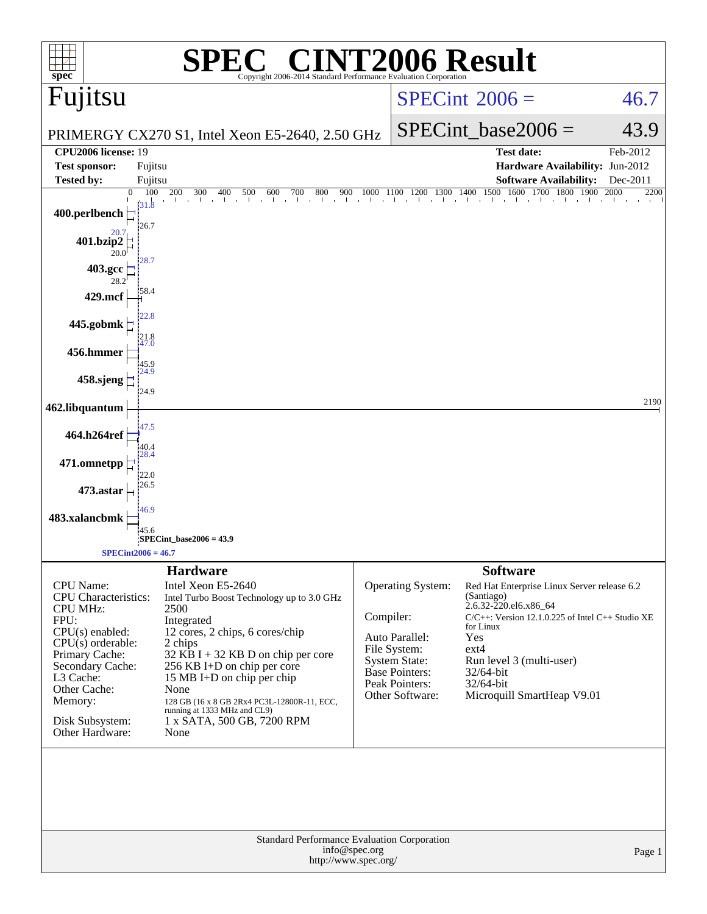# SPEC® CINT2006 Result

Copyright 2006-2014 Standard Performance Evaluation Corporation

## Fujitsu

PRIMERGY CX270 S1, Intel Xeon E5-2640, 2.50 GHz

SPECint 2006 = 46.7

SPECint_base2006 = 43.9

| | | | |
|---|---|---|---|
| **CPU2006 license:** 19 | | **Test date:** | Feb-2012 |
| **Test sponsor:** | Fujitsu | **Hardware Availability:** | Jun-2012 |
| **Tested by:** | Fujitsu | **Software Availability:** | Dec-2011 |

| Benchmark | Peak | Base |
|---|---|---|
| 400.perlbench | 31.8 | 26.7 |
| 401.bzip2 | 20.7 | 20.0 |
| 403.gcc | 28.7 | 28.2 |
| 429.mcf | 58.4 | |
| 445.gobmk | 22.8 | 21.8 |
| 456.hmmer | 47.0 | 45.9 |
| 458.sjeng | 24.9 | 24.9 |
| 462.libquantum | 2190 | |
| 464.h264ref | 47.5 | 40.4 |
| 471.omnetpp | 28.4 | 22.0 |
| 473.astar | 26.5 | |
| 483.xalancbmk | 46.9 | 45.6 |

SPECint_base2006 = 43.9

SPECint2006 = 46.7

### Hardware

| | |
|---|---|
| CPU Name: | Intel Xeon E5-2640 |
| CPU Characteristics: | Intel Turbo Boost Technology up to 3.0 GHz |
| CPU MHz: | 2500 |
| FPU: | Integrated |
| CPU(s) enabled: | 12 cores, 2 chips, 6 cores/chip |
| CPU(s) orderable: | 2 chips |
| Primary Cache: | 32 KB I + 32 KB D on chip per core |
| Secondary Cache: | 256 KB I+D on chip per core |
| L3 Cache: | 15 MB I+D on chip per chip |
| Other Cache: | None |
| Memory: | 128 GB (16 x 8 GB 2Rx4 PC3L-12800R-11, ECC, running at 1333 MHz and CL9) |
| Disk Subsystem: | 1 x SATA, 500 GB, 7200 RPM |
| Other Hardware: | None |

### Software

| | |
|---|---|
| Operating System: | Red Hat Enterprise Linux Server release 6.2 (Santiago) 2.6.32-220.el6.x86_64 |
| Compiler: | C/C++: Version 12.1.0.225 of Intel C++ Studio XE for Linux |
| Auto Parallel: | Yes |
| File System: | ext4 |
| System State: | Run level 3 (multi-user) |
| Base Pointers: | 32/64-bit |
| Peak Pointers: | 32/64-bit |
| Other Software: | Microquill SmartHeap V9.01 |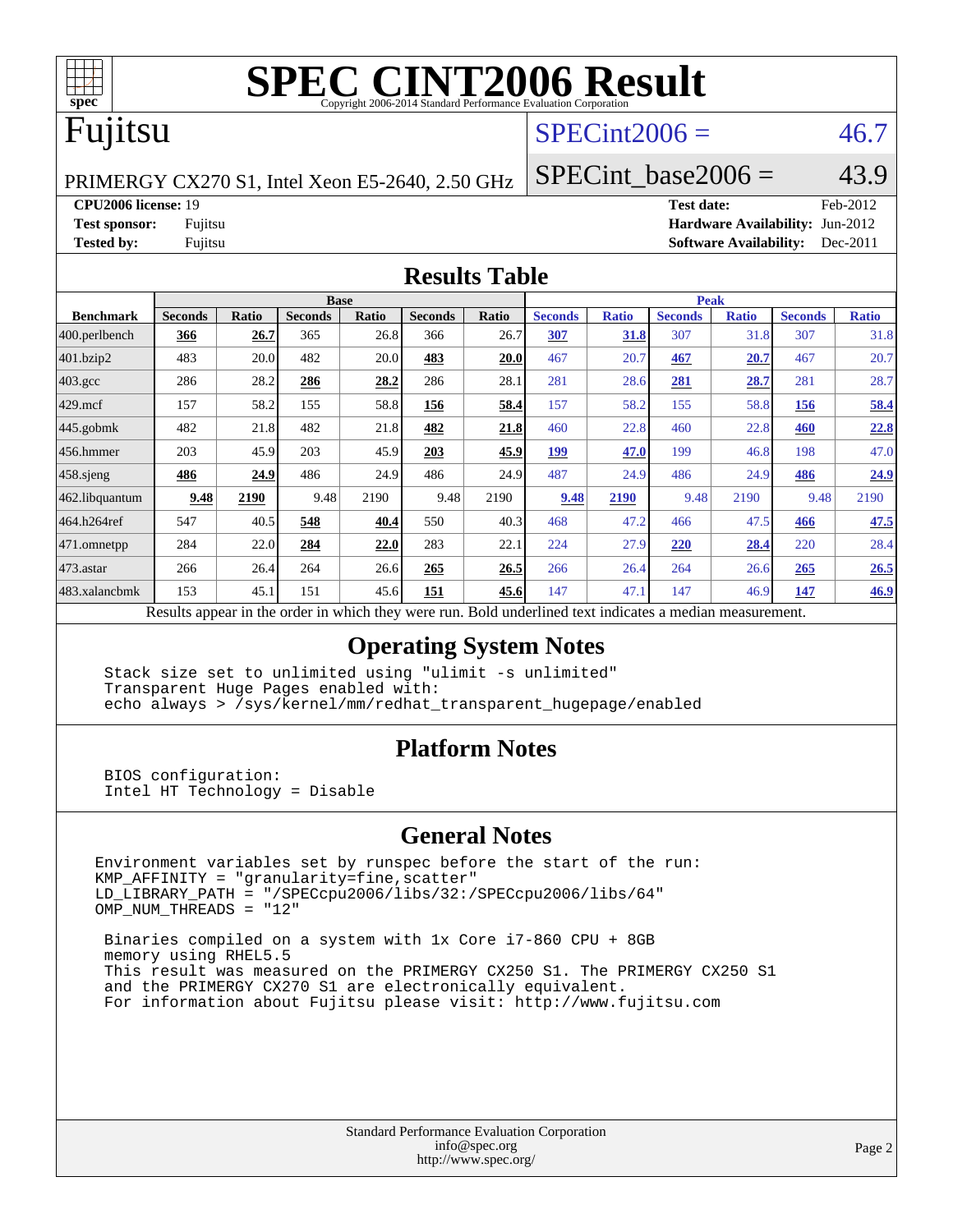# SPEC CINT2006 Result

Copyright 2006-2014 Standard Performance Evaluation Corporation

# Fujitsu

PRIMERGY CX270 S1, Intel Xeon E5-2640, 2.50 GHz

SPECint2006 = 46.7

SPECint_base2006 = 43.9

**CPU2006 license:** 19
**Test sponsor:** Fujitsu
**Tested by:** Fujitsu

**Test date:** Feb-2012
**Hardware Availability:** Jun-2012
**Software Availability:** Dec-2011

## Results Table

| Benchmark | Base | | | | | | Peak | | | | | |
|---|---|---|---|---|---|---|---|---|---|---|---|---|
| | Seconds | Ratio | Seconds | Ratio | Seconds | Ratio | Seconds | Ratio | Seconds | Ratio | Seconds | Ratio |
| 400.perlbench | **366** | **26.7** | 365 | 26.8 | 366 | 26.7 | **307** | **31.8** | 307 | 31.8 | 307 | 31.8 |
| 401.bzip2 | 483 | 20.0 | 482 | 20.0 | **483** | **20.0** | 467 | 20.7 | **467** | **20.7** | 467 | 20.7 |
| 403.gcc | 286 | 28.2 | **286** | **28.2** | 286 | 28.1 | 281 | 28.6 | **281** | **28.7** | 281 | 28.7 |
| 429.mcf | 157 | 58.2 | 155 | 58.8 | **156** | **58.4** | 157 | 58.2 | 155 | 58.8 | **156** | **58.4** |
| 445.gobmk | 482 | 21.8 | 482 | 21.8 | **482** | **21.8** | 460 | 22.8 | 460 | 22.8 | **460** | **22.8** |
| 456.hmmer | 203 | 45.9 | 203 | 45.9 | **203** | **45.9** | **199** | **47.0** | 199 | 46.8 | 198 | 47.0 |
| 458.sjeng | **486** | **24.9** | 486 | 24.9 | 486 | 24.9 | 487 | 24.9 | 486 | 24.9 | **486** | **24.9** |
| 462.libquantum | **9.48** | **2190** | 9.48 | 2190 | 9.48 | 2190 | **9.48** | **2190** | 9.48 | 2190 | 9.48 | 2190 |
| 464.h264ref | 547 | 40.5 | **548** | **40.4** | 550 | 40.3 | 468 | 47.2 | 466 | 47.5 | **466** | **47.5** |
| 471.omnetpp | 284 | 22.0 | **284** | **22.0** | 283 | 22.1 | 224 | 27.9 | **220** | **28.4** | 220 | 28.4 |
| 473.astar | 266 | 26.4 | 264 | 26.6 | **265** | **26.5** | 266 | 26.4 | 264 | 26.6 | **265** | **26.5** |
| 483.xalancbmk | 153 | 45.1 | 151 | 45.6 | **151** | **45.6** | 147 | 47.1 | 147 | 46.9 | **147** | **46.9** |

Results appear in the order in which they were run. Bold underlined text indicates a median measurement.

## Operating System Notes

```
Stack size set to unlimited using "ulimit -s unlimited"
Transparent Huge Pages enabled with:
echo always > /sys/kernel/mm/redhat_transparent_hugepage/enabled
```

## Platform Notes

```
BIOS configuration:
Intel HT Technology = Disable
```

## General Notes

```
Environment variables set by runspec before the start of the run:
KMP_AFFINITY = "granularity=fine,scatter"
LD_LIBRARY_PATH = "/SPECcpu2006/libs/32:/SPECcpu2006/libs/64"
OMP_NUM_THREADS = "12"

Binaries compiled on a system with 1x Core i7-860 CPU + 8GB
memory using RHEL5.5
This result was measured on the PRIMERGY CX250 S1. The PRIMERGY CX250 S1
and the PRIMERGY CX270 S1 are electronically equivalent.
For information about Fujitsu please visit: http://www.fujitsu.com
```

Standard Performance Evaluation Corporation
info@spec.org
http://www.spec.org/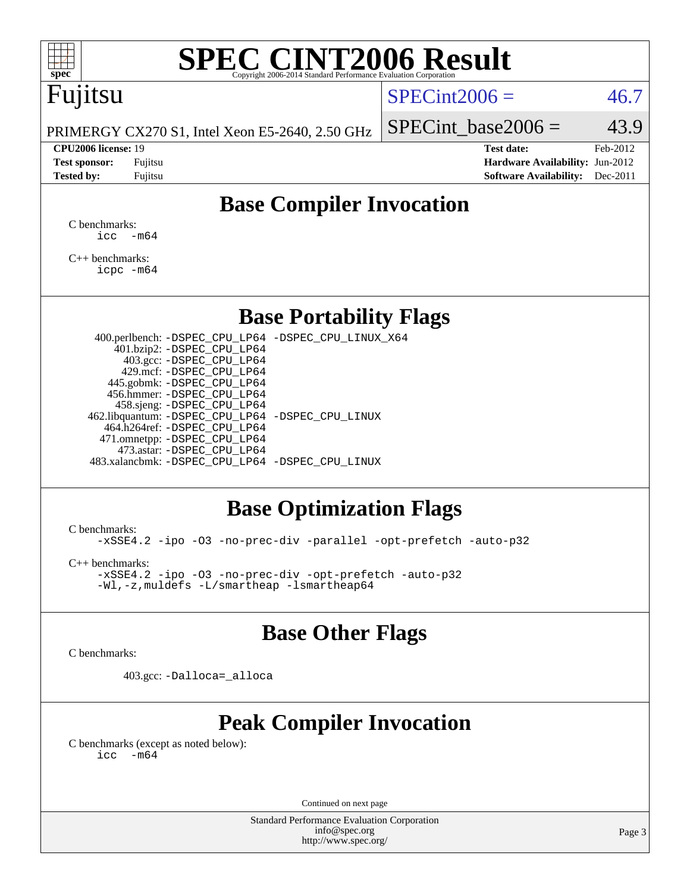# SPEC CINT2006 Result

Fujitsu

PRIMERGY CX270 S1, Intel Xeon E5-2640, 2.50 GHz

SPECint2006 = 46.7

SPECint_base2006 = 43.9

**CPU2006 license:** 19
**Test sponsor:** Fujitsu
**Tested by:** Fujitsu

**Test date:** Feb-2012
**Hardware Availability:** Jun-2012
**Software Availability:** Dec-2011

## Base Compiler Invocation

C benchmarks:
```
icc -m64
```

C++ benchmarks:
```
icpc -m64
```

## Base Portability Flags

| Benchmark | Flags |
| --- | --- |
| 400.perlbench: | -DSPEC_CPU_LP64 -DSPEC_CPU_LINUX_X64 |
| 401.bzip2: | -DSPEC_CPU_LP64 |
| 403.gcc: | -DSPEC_CPU_LP64 |
| 429.mcf: | -DSPEC_CPU_LP64 |
| 445.gobmk: | -DSPEC_CPU_LP64 |
| 456.hmmer: | -DSPEC_CPU_LP64 |
| 458.sjeng: | -DSPEC_CPU_LP64 |
| 462.libquantum: | -DSPEC_CPU_LP64 -DSPEC_CPU_LINUX |
| 464.h264ref: | -DSPEC_CPU_LP64 |
| 471.omnetpp: | -DSPEC_CPU_LP64 |
| 473.astar: | -DSPEC_CPU_LP64 |
| 483.xalancbmk: | -DSPEC_CPU_LP64 -DSPEC_CPU_LINUX |

## Base Optimization Flags

C benchmarks:
```
-xSSE4.2 -ipo -O3 -no-prec-div -parallel -opt-prefetch -auto-p32
```

C++ benchmarks:
```
-xSSE4.2 -ipo -O3 -no-prec-div -opt-prefetch -auto-p32
-Wl,-z,muldefs -L/smartheap -lsmartheap64
```

## Base Other Flags

C benchmarks:

403.gcc: -Dalloca=_alloca

## Peak Compiler Invocation

C benchmarks (except as noted below):
```
icc -m64
```

Continued on next page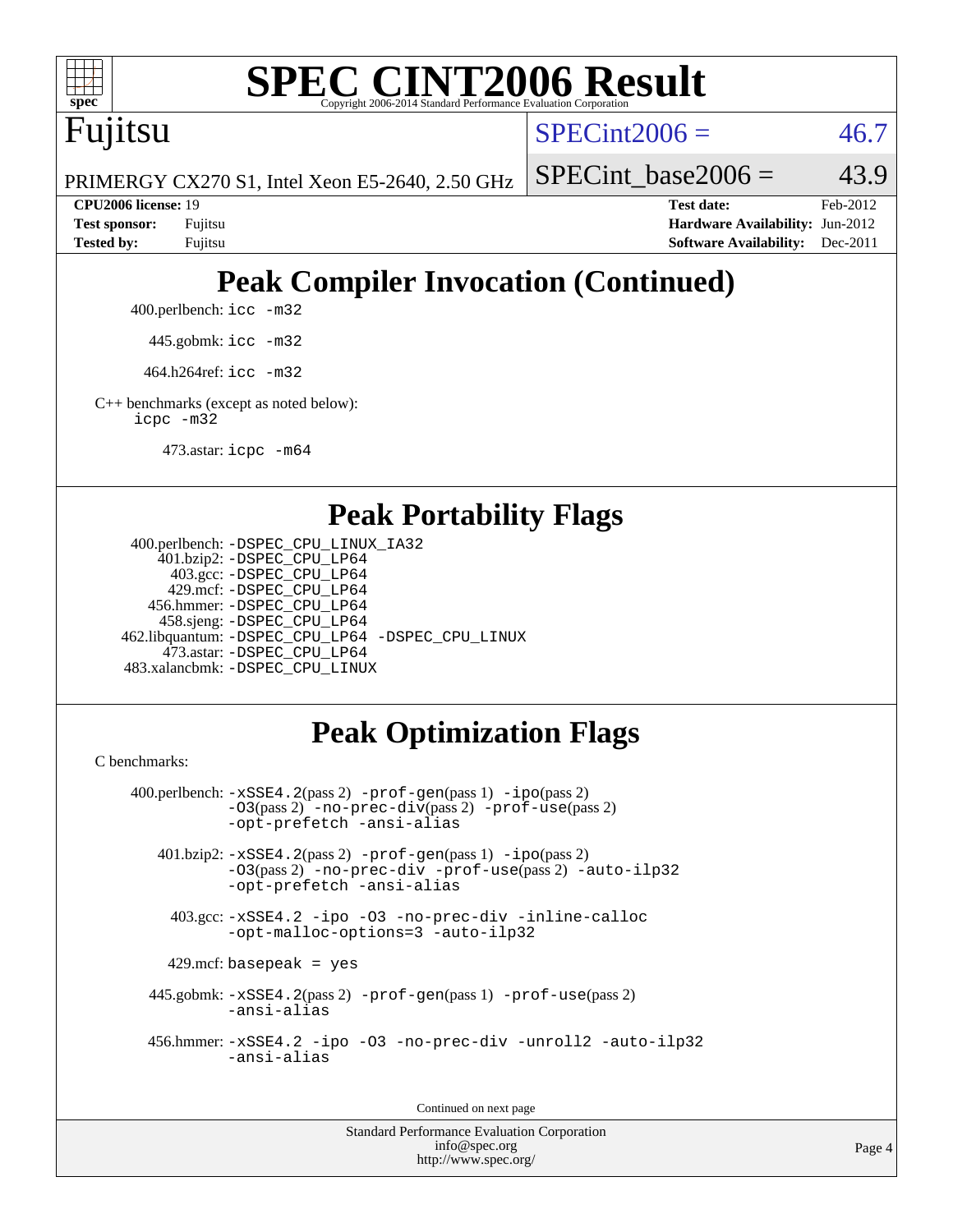# SPEC CINT2006 Result

Copyright 2006-2014 Standard Performance Evaluation Corporation

**Fujitsu**

PRIMERGY CX270 S1, Intel Xeon E5-2640, 2.50 GHz

SPECint2006 = 46.7

SPECint_base2006 = 43.9

| | | | |
|---|---|---|---|
| **CPU2006 license:** 19 | | **Test date:** | Feb-2012 |
| **Test sponsor:** | Fujitsu | **Hardware Availability:** | Jun-2012 |
| **Tested by:** | Fujitsu | **Software Availability:** | Dec-2011 |

## Peak Compiler Invocation (Continued)

400.perlbench: `icc -m32`

445.gobmk: `icc -m32`

464.h264ref: `icc -m32`

C++ benchmarks (except as noted below):
`icpc -m32`

473.astar: `icpc -m64`

## Peak Portability Flags

400.perlbench: `-DSPEC_CPU_LINUX_IA32`
401.bzip2: `-DSPEC_CPU_LP64`
403.gcc: `-DSPEC_CPU_LP64`
429.mcf: `-DSPEC_CPU_LP64`
456.hmmer: `-DSPEC_CPU_LP64`
458.sjeng: `-DSPEC_CPU_LP64`
462.libquantum: `-DSPEC_CPU_LP64 -DSPEC_CPU_LINUX`
473.astar: `-DSPEC_CPU_LP64`
483.xalancbmk: `-DSPEC_CPU_LINUX`

## Peak Optimization Flags

C benchmarks:

400.perlbench: `-xSSE4.2`(pass 2) `-prof-gen`(pass 1) `-ipo`(pass 2) `-O3`(pass 2) `-no-prec-div`(pass 2) `-prof-use`(pass 2) `-opt-prefetch -ansi-alias`

401.bzip2: `-xSSE4.2`(pass 2) `-prof-gen`(pass 1) `-ipo`(pass 2) `-O3`(pass 2) `-no-prec-div -prof-use`(pass 2) `-auto-ilp32 -opt-prefetch -ansi-alias`

403.gcc: `-xSSE4.2 -ipo -O3 -no-prec-div -inline-calloc -opt-malloc-options=3 -auto-ilp32`

429.mcf: `basepeak = yes`

445.gobmk: `-xSSE4.2`(pass 2) `-prof-gen`(pass 1) `-prof-use`(pass 2) `-ansi-alias`

456.hmmer: `-xSSE4.2 -ipo -O3 -no-prec-div -unroll2 -auto-ilp32 -ansi-alias`

Continued on next page

Standard Performance Evaluation Corporation
info@spec.org
http://www.spec.org/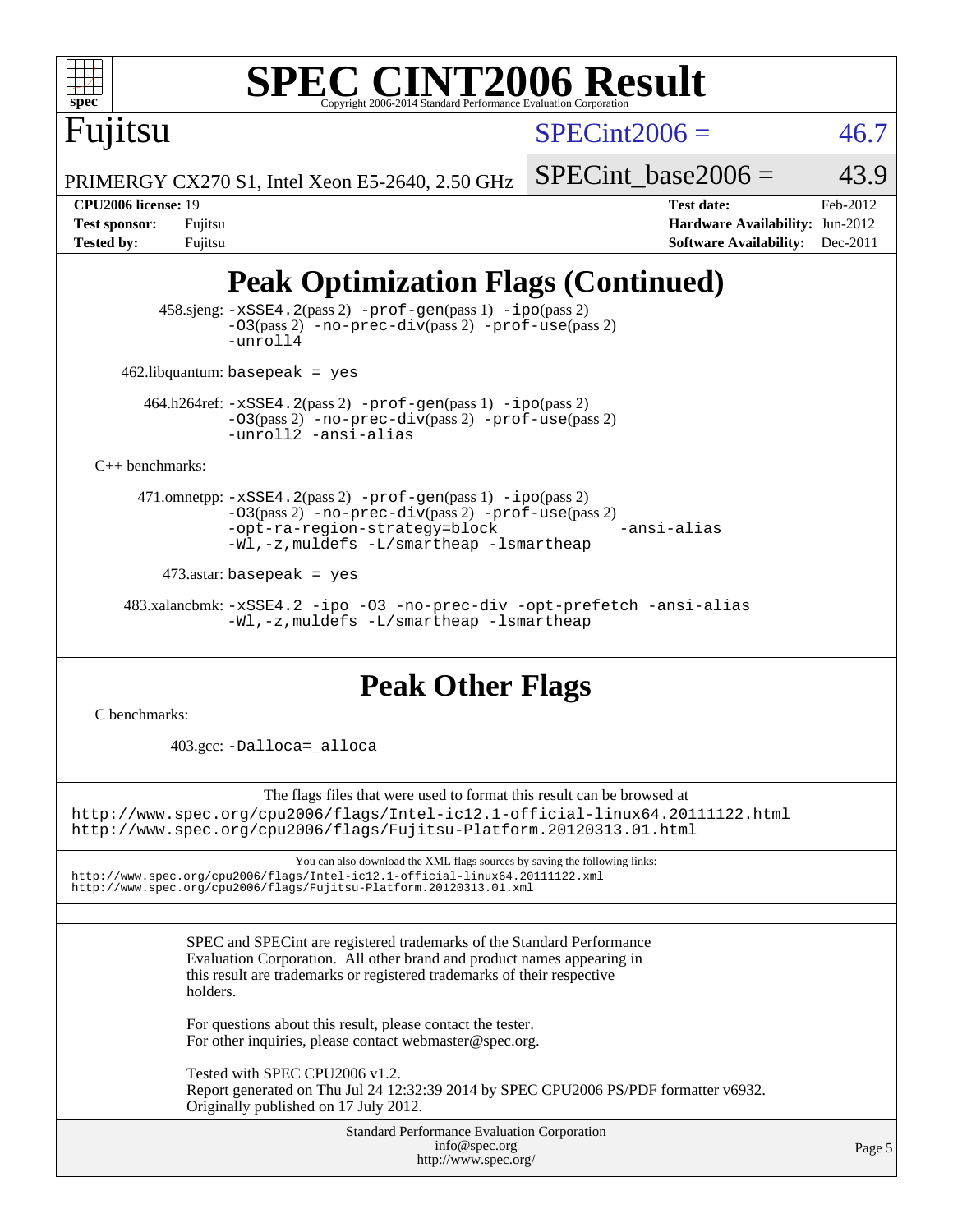# SPEC CINT2006 Result

Copyright 2006-2014 Standard Performance Evaluation Corporation

Fujitsu

PRIMERGY CX270 S1, Intel Xeon E5-2640, 2.50 GHz

SPECint2006 = 46.7

SPECint_base2006 = 43.9

| | | | |
|---|---|---|---|
| **CPU2006 license:** 19 | | **Test date:** | Feb-2012 |
| **Test sponsor:** | Fujitsu | **Hardware Availability:** | Jun-2012 |
| **Tested by:** | Fujitsu | **Software Availability:** | Dec-2011 |

## Peak Optimization Flags (Continued)

458.sjeng: -xSSE4.2(pass 2) -prof-gen(pass 1) -ipo(pass 2) -O3(pass 2) -no-prec-div(pass 2) -prof-use(pass 2) -unroll4

462.libquantum: basepeak = yes

464.h264ref: -xSSE4.2(pass 2) -prof-gen(pass 1) -ipo(pass 2) -O3(pass 2) -no-prec-div(pass 2) -prof-use(pass 2) -unroll2 -ansi-alias

C++ benchmarks:

471.omnetpp: -xSSE4.2(pass 2) -prof-gen(pass 1) -ipo(pass 2) -O3(pass 2) -no-prec-div(pass 2) -prof-use(pass 2) -opt-ra-region-strategy=block -ansi-alias -Wl,-z,muldefs -L/smartheap -lsmartheap

473.astar: basepeak = yes

483.xalancbmk: -xSSE4.2 -ipo -O3 -no-prec-div -opt-prefetch -ansi-alias -Wl,-z,muldefs -L/smartheap -lsmartheap

## Peak Other Flags

C benchmarks:

403.gcc: -Dalloca=_alloca

The flags files that were used to format this result can be browsed at
http://www.spec.org/cpu2006/flags/Intel-ic12.1-official-linux64.20111122.html
http://www.spec.org/cpu2006/flags/Fujitsu-Platform.20120313.01.html

You can also download the XML flags sources by saving the following links:
http://www.spec.org/cpu2006/flags/Intel-ic12.1-official-linux64.20111122.xml
http://www.spec.org/cpu2006/flags/Fujitsu-Platform.20120313.01.xml

SPEC and SPECint are registered trademarks of the Standard Performance Evaluation Corporation. All other brand and product names appearing in this result are trademarks or registered trademarks of their respective holders.

For questions about this result, please contact the tester.
For other inquiries, please contact webmaster@spec.org.

Tested with SPEC CPU2006 v1.2.
Report generated on Thu Jul 24 12:32:39 2014 by SPEC CPU2006 PS/PDF formatter v6932.
Originally published on 17 July 2012.

Standard Performance Evaluation Corporation
info@spec.org
http://www.spec.org/